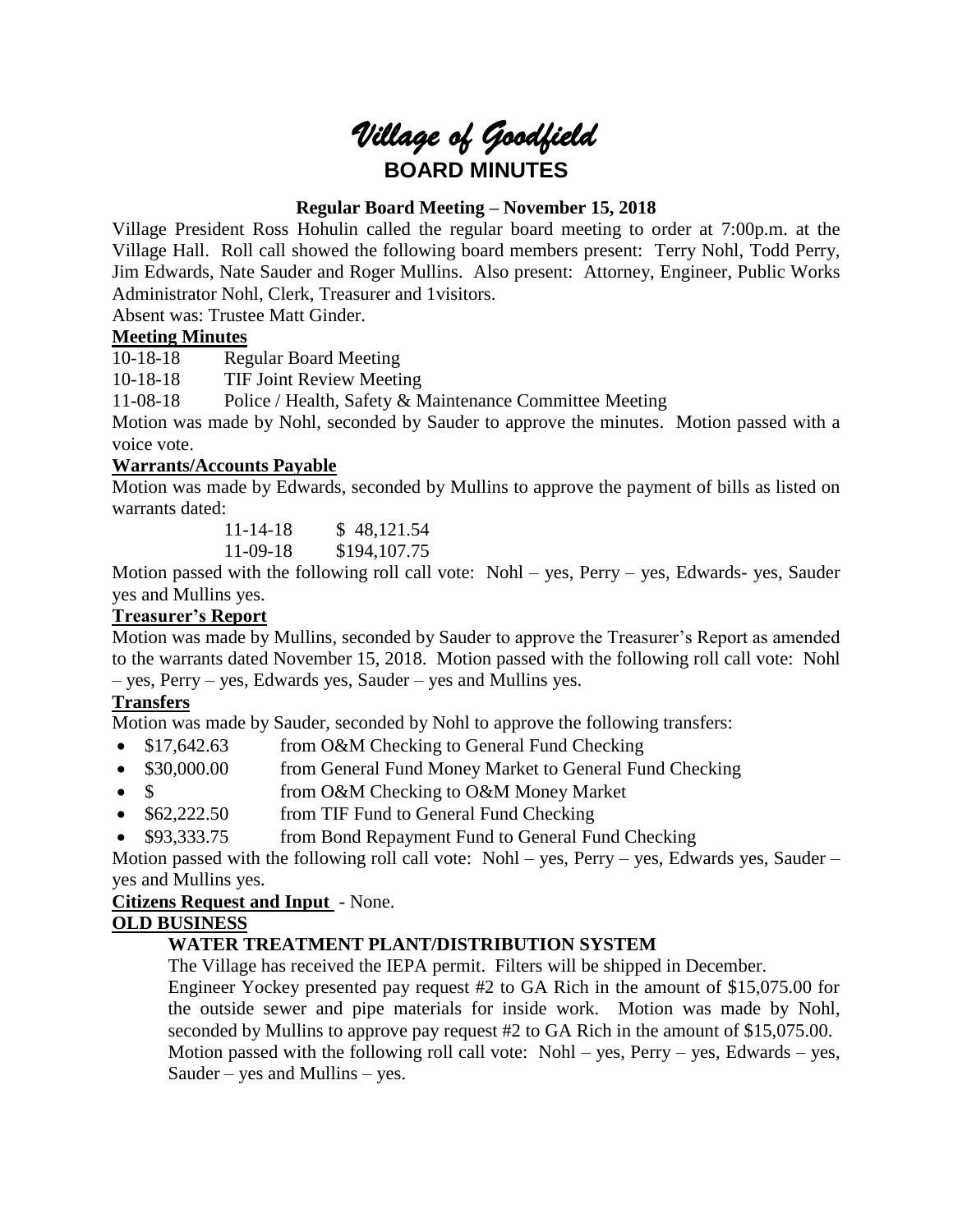# *Village of Goodfield*

## BOARD MINUTES

**Regular Board Meeting – November 15, 2018**

Village President Ross Hohulin called the regular board meeting to order at 7:00p.m. at the Village Hall. Roll call showed the following board members present: Terry Nohl, Todd Perry, Jim Edwards, Nate Sauder and Roger Mullins. Also present: Attorney, Engineer, Public Works Administrator Nohl, Clerk, Treasurer and 1visitors.

Absent was: Trustee Matt Ginder.

**Meeting Minutes**

10-18-18 Regular Board Meeting

10-18-18 TIF Joint Review Meeting

11-08-18 Police / Health, Safety & Maintenance Committee Meeting

Motion was made by Nohl, seconded by Sauder to approve the minutes. Motion passed with a voice vote.

**Warrants/Accounts Payable**

Motion was made by Edwards, seconded by Mullins to approve the payment of bills as listed on warrants dated:

11-14-18 $ 48,121.54

11-09-18 $194,107.75

Motion passed with the following roll call vote: Nohl – yes, Perry – yes, Edwards- yes, Sauder yes and Mullins yes.

**Treasurer's Report**

Motion was made by Mullins, seconded by Sauder to approve the Treasurer's Report as amended to the warrants dated November 15, 2018. Motion passed with the following roll call vote: Nohl – yes, Perry – yes, Edwards yes, Sauder – yes and Mullins yes.

**Transfers**

Motion was made by Sauder, seconded by Nohl to approve the following transfers:

- $17,642.63 from O&M Checking to General Fund Checking
- $30,000.00 from General Fund Money Market to General Fund Checking
- $ from O&M Checking to O&M Money Market
- $62,222.50 from TIF Fund to General Fund Checking
- $93,333.75 from Bond Repayment Fund to General Fund Checking

Motion passed with the following roll call vote: Nohl – yes, Perry – yes, Edwards yes, Sauder – yes and Mullins yes.

**Citizens Request and Input** - None.

**OLD BUSINESS**

**WATER TREATMENT PLANT/DISTRIBUTION SYSTEM**

The Village has received the IEPA permit. Filters will be shipped in December.

Engineer Yockey presented pay request #2 to GA Rich in the amount of $15,075.00 for the outside sewer and pipe materials for inside work. Motion was made by Nohl, seconded by Mullins to approve pay request #2 to GA Rich in the amount of $15,075.00. Motion passed with the following roll call vote: Nohl – yes, Perry – yes, Edwards – yes, Sauder – yes and Mullins – yes.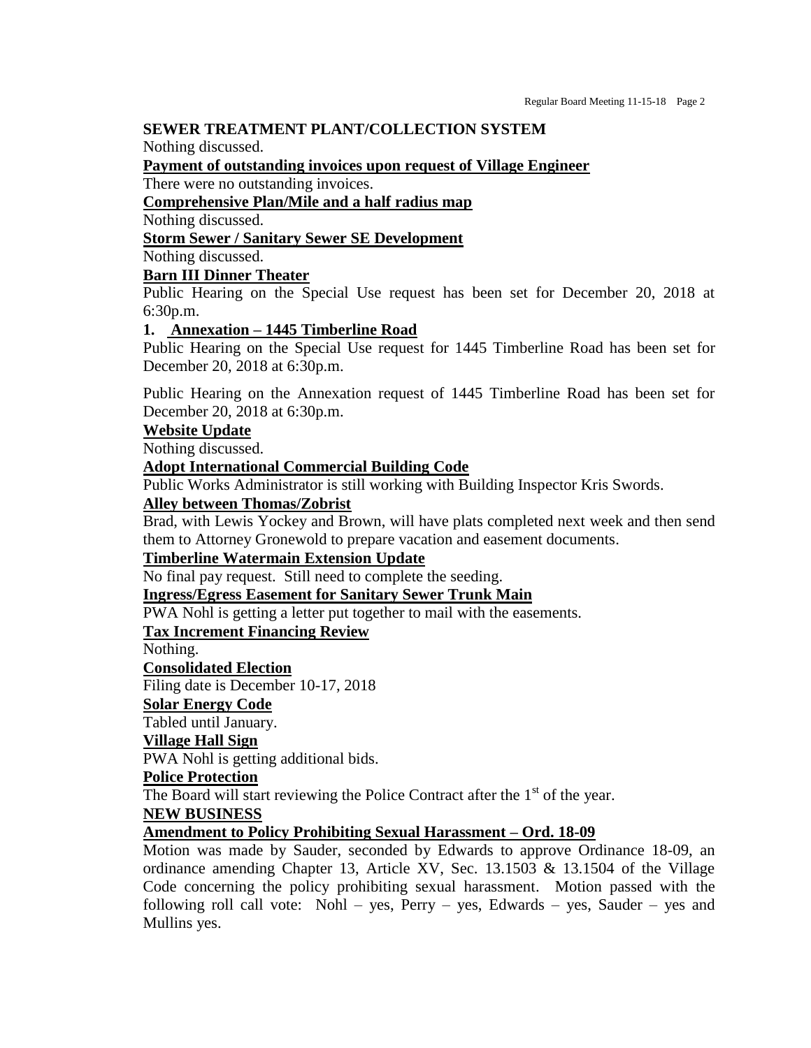**SEWER TREATMENT PLANT/COLLECTION SYSTEM**

Nothing discussed.

**Payment of outstanding invoices upon request of Village Engineer**

There were no outstanding invoices.

**Comprehensive Plan/Mile and a half radius map**

Nothing discussed.

**Storm Sewer / Sanitary Sewer SE Development**

Nothing discussed.

**Barn III Dinner Theater**

Public Hearing on the Special Use request has been set for December 20, 2018 at 6:30p.m.

**1. Annexation – 1445 Timberline Road**

Public Hearing on the Special Use request for 1445 Timberline Road has been set for December 20, 2018 at 6:30p.m.

Public Hearing on the Annexation request of 1445 Timberline Road has been set for December 20, 2018 at 6:30p.m.

**Website Update**

Nothing discussed.

**Adopt International Commercial Building Code**

Public Works Administrator is still working with Building Inspector Kris Swords.

**Alley between Thomas/Zobrist**

Brad, with Lewis Yockey and Brown, will have plats completed next week and then send them to Attorney Gronewold to prepare vacation and easement documents.

**Timberline Watermain Extension Update**

No final pay request. Still need to complete the seeding.

**Ingress/Egress Easement for Sanitary Sewer Trunk Main**

PWA Nohl is getting a letter put together to mail with the easements.

**Tax Increment Financing Review**

Nothing.

**Consolidated Election**

Filing date is December 10-17, 2018

**Solar Energy Code**

Tabled until January.

**Village Hall Sign**

PWA Nohl is getting additional bids.

**Police Protection**

The Board will start reviewing the Police Contract after the 1st of the year.

**NEW BUSINESS**

**Amendment to Policy Prohibiting Sexual Harassment – Ord. 18-09**

Motion was made by Sauder, seconded by Edwards to approve Ordinance 18-09, an ordinance amending Chapter 13, Article XV, Sec. 13.1503 & 13.1504 of the Village Code concerning the policy prohibiting sexual harassment. Motion passed with the following roll call vote: Nohl – yes, Perry – yes, Edwards – yes, Sauder – yes and Mullins yes.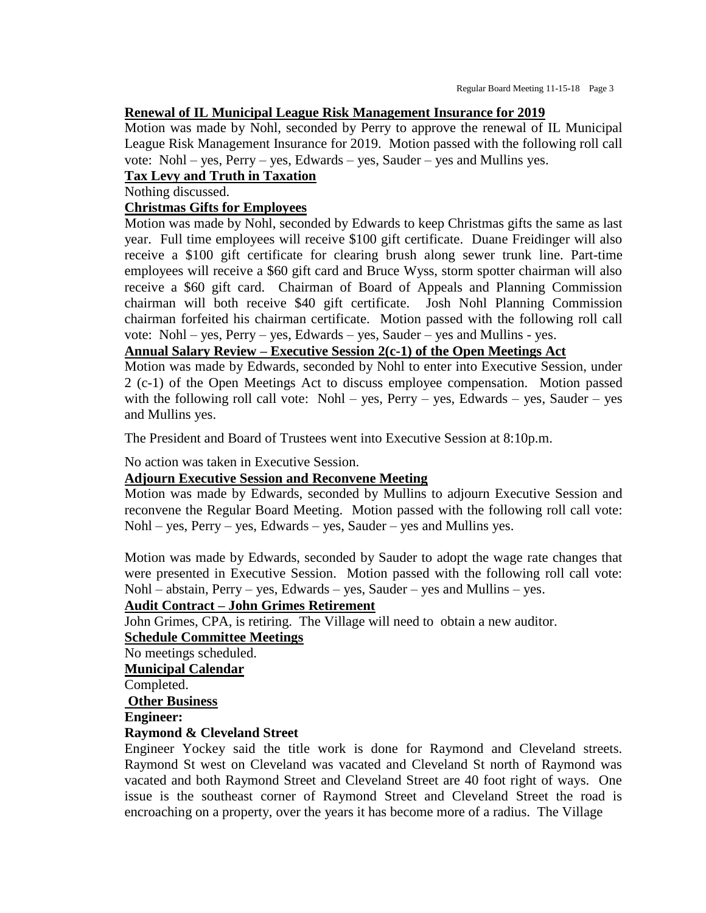**Renewal of IL Municipal League Risk Management Insurance for 2019**

Motion was made by Nohl, seconded by Perry to approve the renewal of IL Municipal League Risk Management Insurance for 2019. Motion passed with the following roll call vote: Nohl – yes, Perry – yes, Edwards – yes, Sauder – yes and Mullins yes.

**Tax Levy and Truth in Taxation**

Nothing discussed.

**Christmas Gifts for Employees**

Motion was made by Nohl, seconded by Edwards to keep Christmas gifts the same as last year. Full time employees will receive $100 gift certificate. Duane Freidinger will also receive a $100 gift certificate for clearing brush along sewer trunk line. Part-time employees will receive a $60 gift card and Bruce Wyss, storm spotter chairman will also receive a $60 gift card. Chairman of Board of Appeals and Planning Commission chairman will both receive $40 gift certificate. Josh Nohl Planning Commission chairman forfeited his chairman certificate. Motion passed with the following roll call vote: Nohl – yes, Perry – yes, Edwards – yes, Sauder – yes and Mullins - yes.

**Annual Salary Review – Executive Session 2(c-1) of the Open Meetings Act**

Motion was made by Edwards, seconded by Nohl to enter into Executive Session, under 2 (c-1) of the Open Meetings Act to discuss employee compensation. Motion passed with the following roll call vote: Nohl – yes, Perry – yes, Edwards – yes, Sauder – yes and Mullins yes.

The President and Board of Trustees went into Executive Session at 8:10p.m.

No action was taken in Executive Session.

**Adjourn Executive Session and Reconvene Meeting**

Motion was made by Edwards, seconded by Mullins to adjourn Executive Session and reconvene the Regular Board Meeting. Motion passed with the following roll call vote: Nohl – yes, Perry – yes, Edwards – yes, Sauder – yes and Mullins yes.

Motion was made by Edwards, seconded by Sauder to adopt the wage rate changes that were presented in Executive Session. Motion passed with the following roll call vote: Nohl – abstain, Perry – yes, Edwards – yes, Sauder – yes and Mullins – yes.

**Audit Contract – John Grimes Retirement**

John Grimes, CPA, is retiring. The Village will need to obtain a new auditor.

**Schedule Committee Meetings**

No meetings scheduled.

**Municipal Calendar**

Completed.

**Other Business**

**Engineer:**

**Raymond & Cleveland Street**

Engineer Yockey said the title work is done for Raymond and Cleveland streets. Raymond St west on Cleveland was vacated and Cleveland St north of Raymond was vacated and both Raymond Street and Cleveland Street are 40 foot right of ways. One issue is the southeast corner of Raymond Street and Cleveland Street the road is encroaching on a property, over the years it has become more of a radius. The Village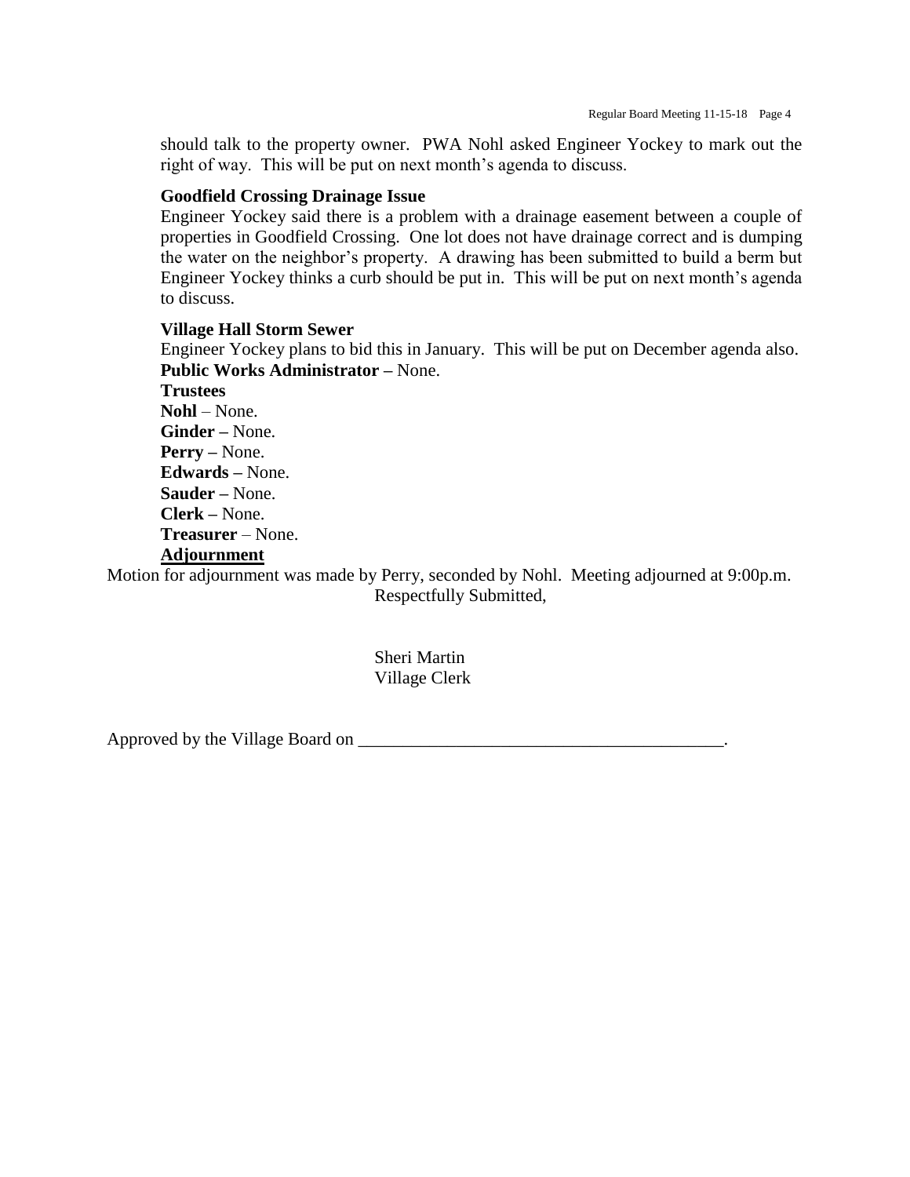should talk to the property owner. PWA Nohl asked Engineer Yockey to mark out the right of way. This will be put on next month's agenda to discuss.

**Goodfield Crossing Drainage Issue**

Engineer Yockey said there is a problem with a drainage easement between a couple of properties in Goodfield Crossing. One lot does not have drainage correct and is dumping the water on the neighbor's property. A drawing has been submitted to build a berm but Engineer Yockey thinks a curb should be put in. This will be put on next month's agenda to discuss.

**Village Hall Storm Sewer**

Engineer Yockey plans to bid this in January. This will be put on December agenda also.

**Public Works Administrator –** None.

**Trustees**

**Nohl** – None.

**Ginder –** None.

**Perry –** None.

**Edwards –** None.

**Sauder –** None.

**Clerk –** None.

**Treasurer** – None.

**Adjournment**

Motion for adjournment was made by Perry, seconded by Nohl. Meeting adjourned at 9:00p.m.

Respectfully Submitted,

Sheri Martin
Village Clerk

Approved by the Village Board on \_\_\_\_\_\_\_\_\_\_\_\_\_\_\_\_\_\_\_\_\_\_\_\_\_\_\_\_\_\_\_\_\_\_\_\_\_\_\_\_.